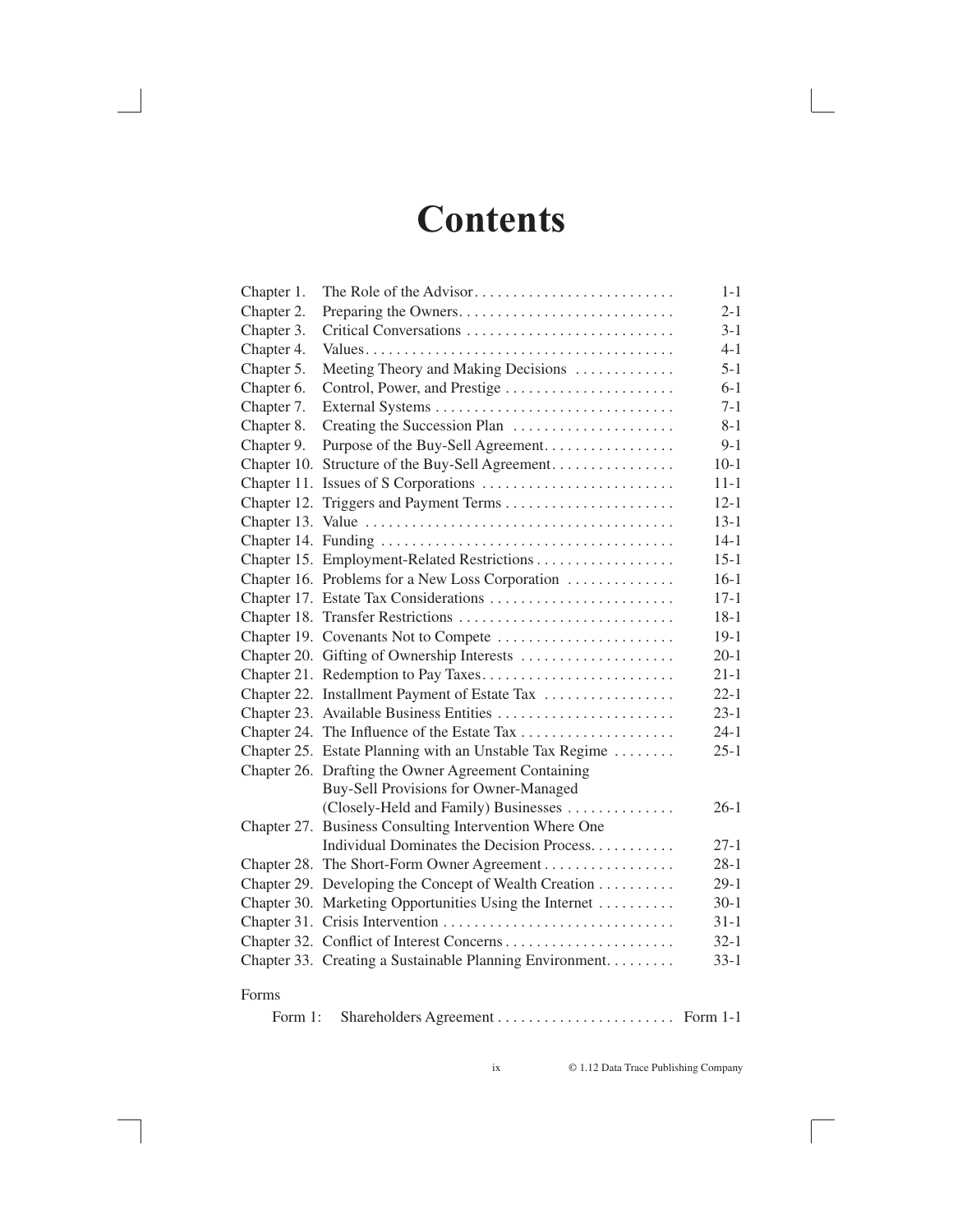# Contents

| | | |
|---|---|---|
| Chapter 1. | The Role of the Advisor | 1-1 |
| Chapter 2. | Preparing the Owners | 2-1 |
| Chapter 3. | Critical Conversations | 3-1 |
| Chapter 4. | Values | 4-1 |
| Chapter 5. | Meeting Theory and Making Decisions | 5-1 |
| Chapter 6. | Control, Power, and Prestige | 6-1 |
| Chapter 7. | External Systems | 7-1 |
| Chapter 8. | Creating the Succession Plan | 8-1 |
| Chapter 9. | Purpose of the Buy-Sell Agreement | 9-1 |
| Chapter 10. | Structure of the Buy-Sell Agreement | 10-1 |
| Chapter 11. | Issues of S Corporations | 11-1 |
| Chapter 12. | Triggers and Payment Terms | 12-1 |
| Chapter 13. | Value | 13-1 |
| Chapter 14. | Funding | 14-1 |
| Chapter 15. | Employment-Related Restrictions | 15-1 |
| Chapter 16. | Problems for a New Loss Corporation | 16-1 |
| Chapter 17. | Estate Tax Considerations | 17-1 |
| Chapter 18. | Transfer Restrictions | 18-1 |
| Chapter 19. | Covenants Not to Compete | 19-1 |
| Chapter 20. | Gifting of Ownership Interests | 20-1 |
| Chapter 21. | Redemption to Pay Taxes | 21-1 |
| Chapter 22. | Installment Payment of Estate Tax | 22-1 |
| Chapter 23. | Available Business Entities | 23-1 |
| Chapter 24. | The Influence of the Estate Tax | 24-1 |
| Chapter 25. | Estate Planning with an Unstable Tax Regime | 25-1 |
| Chapter 26. | Drafting the Owner Agreement Containing Buy-Sell Provisions for Owner-Managed (Closely-Held and Family) Businesses | 26-1 |
| Chapter 27. | Business Consulting Intervention Where One Individual Dominates the Decision Process | 27-1 |
| Chapter 28. | The Short-Form Owner Agreement | 28-1 |
| Chapter 29. | Developing the Concept of Wealth Creation | 29-1 |
| Chapter 30. | Marketing Opportunities Using the Internet | 30-1 |
| Chapter 31. | Crisis Intervention | 31-1 |
| Chapter 32. | Conflict of Interest Concerns | 32-1 |
| Chapter 33. | Creating a Sustainable Planning Environment | 33-1 |

Forms

| | | |
|---|---|---|
| Form 1: | Shareholders Agreement | Form 1-1 |

© 1.12 Data Trace Publishing Company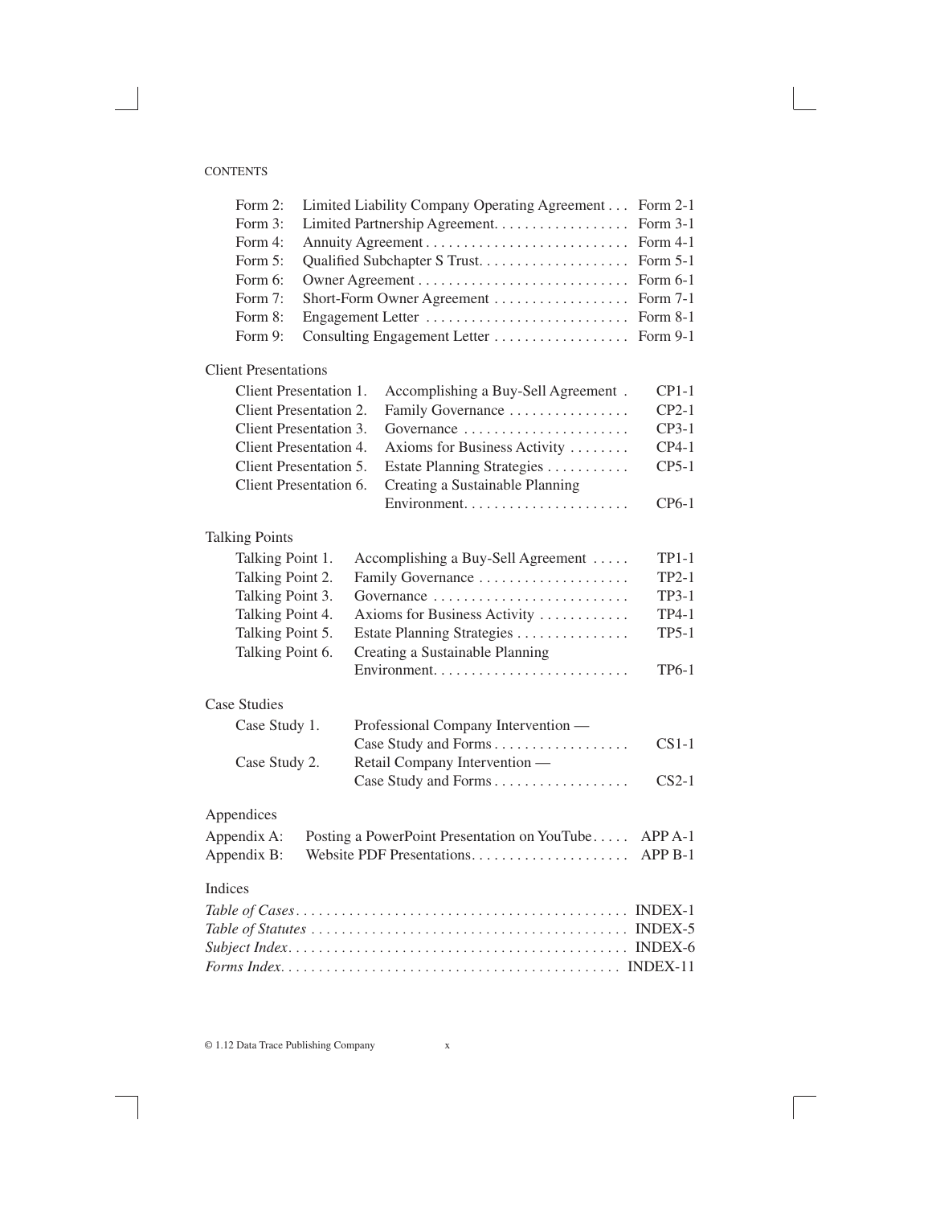| | | |
|---|---|---|
| Form 2: | Limited Liability Company Operating Agreement | Form 2-1 |
| Form 3: | Limited Partnership Agreement | Form 3-1 |
| Form 4: | Annuity Agreement | Form 4-1 |
| Form 5: | Qualified Subchapter S Trust | Form 5-1 |
| Form 6: | Owner Agreement | Form 6-1 |
| Form 7: | Short-Form Owner Agreement | Form 7-1 |
| Form 8: | Engagement Letter | Form 8-1 |
| Form 9: | Consulting Engagement Letter | Form 9-1 |

Client Presentations

| | | |
|---|---|---|
| Client Presentation 1. | Accomplishing a Buy-Sell Agreement | CP1-1 |
| Client Presentation 2. | Family Governance | CP2-1 |
| Client Presentation 3. | Governance | CP3-1 |
| Client Presentation 4. | Axioms for Business Activity | CP4-1 |
| Client Presentation 5. | Estate Planning Strategies | CP5-1 |
| Client Presentation 6. | Creating a Sustainable Planning Environment | CP6-1 |

Talking Points

| | | |
|---|---|---|
| Talking Point 1. | Accomplishing a Buy-Sell Agreement | TP1-1 |
| Talking Point 2. | Family Governance | TP2-1 |
| Talking Point 3. | Governance | TP3-1 |
| Talking Point 4. | Axioms for Business Activity | TP4-1 |
| Talking Point 5. | Estate Planning Strategies | TP5-1 |
| Talking Point 6. | Creating a Sustainable Planning Environment | TP6-1 |

Case Studies

| | | |
|---|---|---|
| Case Study 1. | Professional Company Intervention — Case Study and Forms | CS1-1 |
| Case Study 2. | Retail Company Intervention — Case Study and Forms | CS2-1 |

Appendices

| | | |
|---|---|---|
| Appendix A: | Posting a PowerPoint Presentation on YouTube | APP A-1 |
| Appendix B: | Website PDF Presentations | APP B-1 |

Indices

| | |
|---|---|
| *Table of Cases* | INDEX-1 |
| *Table of Statutes* | INDEX-5 |
| *Subject Index* | INDEX-6 |
| *Forms Index* | INDEX-11 |